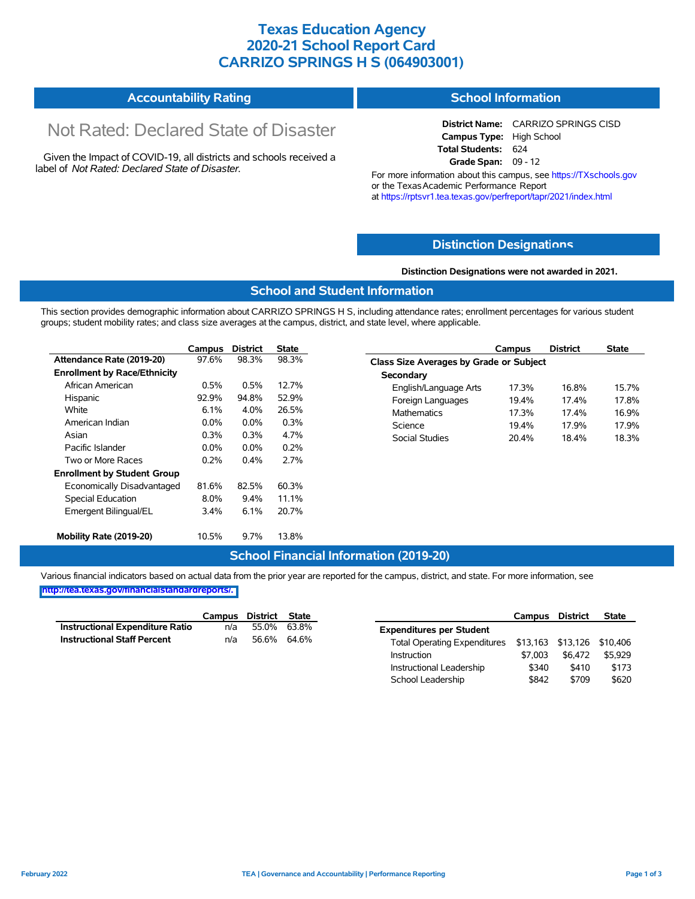# Texas Education Agency
# 2020-21 School Report Card
# CARRIZO SPRINGS H S (064903001)

## Accountability Rating

Not Rated: Declared State of Disaster

Given the Impact of COVID-19, all districts and schools received a label of *Not Rated: Declared State of Disaster*.

## School Information

**District Name:** CARRIZO SPRINGS CISD
**Campus Type:** High School
**Total Students:** 624
**Grade Span:** 09 - 12

For more information about this campus, see https://TXschools.gov or the Texas Academic Performance Report at https://rptsvr1.tea.texas.gov/perfreport/tapr/2021/index.html

## Distinction Designations

**Distinction Designations were not awarded in 2021.**

## School and Student Information

This section provides demographic information about CARRIZO SPRINGS H S, including attendance rates; enrollment percentages for various student groups; student mobility rates; and class size averages at the campus, district, and state level, where applicable.

| | Campus | District | State |
|---|---|---|---|
| **Attendance Rate (2019-20)** | 97.6% | 98.3% | 98.3% |
| **Enrollment by Race/Ethnicity** | | | |
| African American | 0.5% | 0.5% | 12.7% |
| Hispanic | 92.9% | 94.8% | 52.9% |
| White | 6.1% | 4.0% | 26.5% |
| American Indian | 0.0% | 0.0% | 0.3% |
| Asian | 0.3% | 0.3% | 4.7% |
| Pacific Islander | 0.0% | 0.0% | 0.2% |
| Two or More Races | 0.2% | 0.4% | 2.7% |
| **Enrollment by Student Group** | | | |
| Economically Disadvantaged | 81.6% | 82.5% | 60.3% |
| Special Education | 8.0% | 9.4% | 11.1% |
| Emergent Bilingual/EL | 3.4% | 6.1% | 20.7% |
| **Mobility Rate (2019-20)** | 10.5% | 9.7% | 13.8% |

| | Campus | District | State |
|---|---|---|---|
| **Class Size Averages by Grade or Subject** | | | |
| **Secondary** | | | |
| English/Language Arts | 17.3% | 16.8% | 15.7% |
| Foreign Languages | 19.4% | 17.4% | 17.8% |
| Mathematics | 17.3% | 17.4% | 16.9% |
| Science | 19.4% | 17.9% | 17.9% |
| Social Studies | 20.4% | 18.4% | 18.3% |

## School Financial Information (2019-20)

Various financial indicators based on actual data from the prior year are reported for the campus, district, and state. For more information, see http://tea.texas.gov/financialstandardreports/.

| | Campus | District | State |
|---|---|---|---|
| **Instructional Expenditure Ratio** | n/a | 55.0% | 63.8% |
| **Instructional Staff Percent** | n/a | 56.6% | 64.6% |

| | Campus | District | State |
|---|---|---|---|
| **Expenditures per Student** | | | |
| Total Operating Expenditures | $13,163 | $13,126 | $10,406 |
| Instruction | $7,003 | $6,472 | $5,929 |
| Instructional Leadership | $340 | $410 | $173 |
| School Leadership | $842 | $709 | $620 |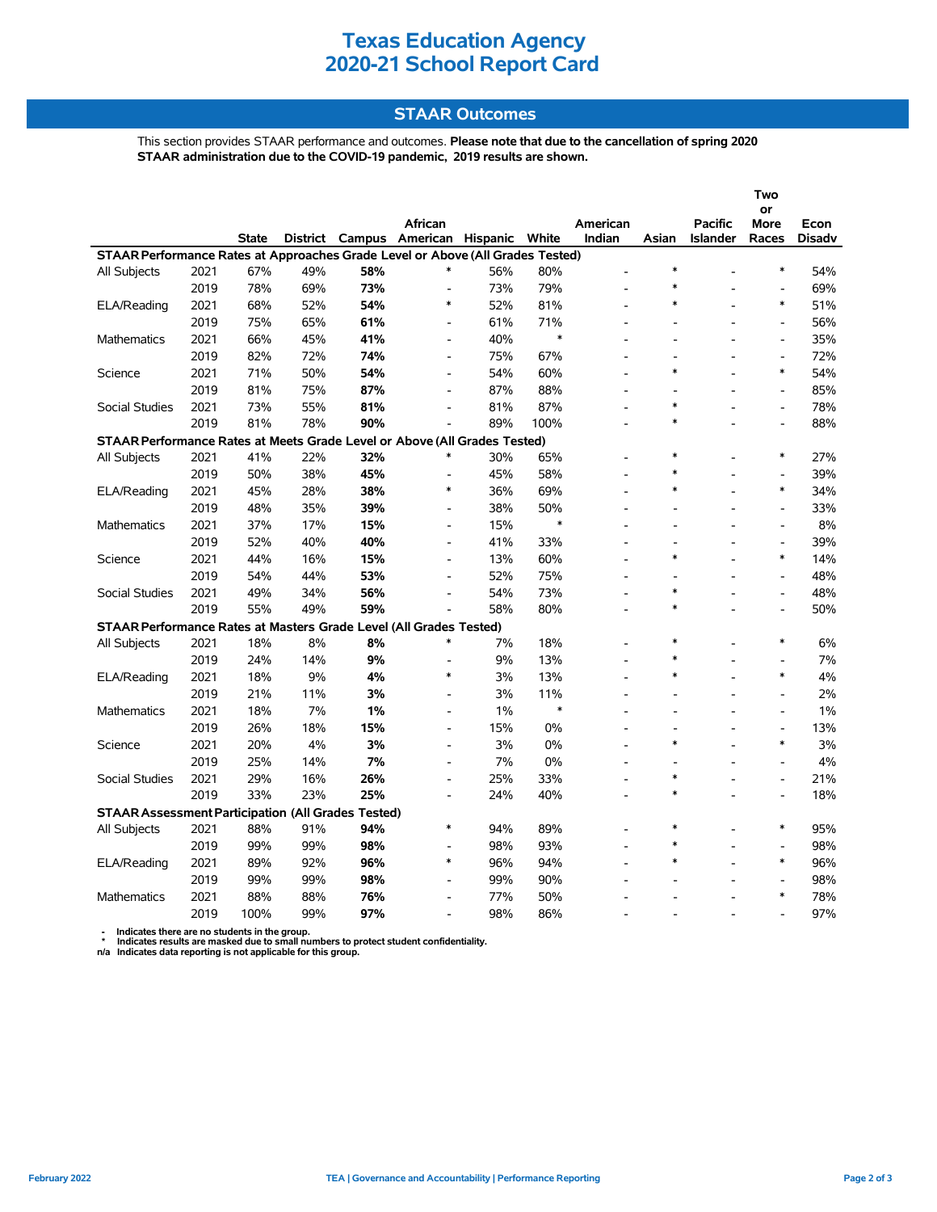# Texas Education Agency
# 2020-21 School Report Card

## STAAR Outcomes

This section provides STAAR performance and outcomes. **Please note that due to the cancellation of spring 2020 STAAR administration due to the COVID-19 pandemic, 2019 results are shown.**

| | | State | District | Campus | African American | Hispanic | White | American Indian | Asian | Pacific Islander | Two or More Races | Econ Disadv |
|---|---|---|---|---|---|---|---|---|---|---|---|---|
| **STAAR Performance Rates at Approaches Grade Level or Above (All Grades Tested)** | | | | | | | | | | | | |
| All Subjects | 2021 | 67% | 49% | **58%** | * | 56% | 80% | - | * | - | * | 54% |
| | 2019 | 78% | 69% | **73%** | - | 73% | 79% | - | * | - | - | 69% |
| ELA/Reading | 2021 | 68% | 52% | **54%** | * | 52% | 81% | - | * | - | * | 51% |
| | 2019 | 75% | 65% | **61%** | - | 61% | 71% | - | - | - | - | 56% |
| Mathematics | 2021 | 66% | 45% | **41%** | - | 40% | * | - | - | - | - | 35% |
| | 2019 | 82% | 72% | **74%** | - | 75% | 67% | - | - | - | - | 72% |
| Science | 2021 | 71% | 50% | **54%** | - | 54% | 60% | - | * | - | * | 54% |
| | 2019 | 81% | 75% | **87%** | - | 87% | 88% | - | - | - | - | 85% |
| Social Studies | 2021 | 73% | 55% | **81%** | - | 81% | 87% | - | * | - | - | 78% |
| | 2019 | 81% | 78% | **90%** | - | 89% | 100% | - | * | - | - | 88% |
| **STAAR Performance Rates at Meets Grade Level or Above (All Grades Tested)** | | | | | | | | | | | | |
| All Subjects | 2021 | 41% | 22% | **32%** | * | 30% | 65% | - | * | - | * | 27% |
| | 2019 | 50% | 38% | **45%** | - | 45% | 58% | - | * | - | - | 39% |
| ELA/Reading | 2021 | 45% | 28% | **38%** | * | 36% | 69% | - | * | - | * | 34% |
| | 2019 | 48% | 35% | **39%** | - | 38% | 50% | - | - | - | - | 33% |
| Mathematics | 2021 | 37% | 17% | **15%** | - | 15% | * | - | - | - | - | 8% |
| | 2019 | 52% | 40% | **40%** | - | 41% | 33% | - | - | - | - | 39% |
| Science | 2021 | 44% | 16% | **15%** | - | 13% | 60% | - | * | - | * | 14% |
| | 2019 | 54% | 44% | **53%** | - | 52% | 75% | - | - | - | - | 48% |
| Social Studies | 2021 | 49% | 34% | **56%** | - | 54% | 73% | - | * | - | - | 48% |
| | 2019 | 55% | 49% | **59%** | - | 58% | 80% | - | * | - | - | 50% |
| **STAAR Performance Rates at Masters Grade Level (All Grades Tested)** | | | | | | | | | | | | |
| All Subjects | 2021 | 18% | 8% | **8%** | * | 7% | 18% | - | * | - | * | 6% |
| | 2019 | 24% | 14% | **9%** | - | 9% | 13% | - | * | - | - | 7% |
| ELA/Reading | 2021 | 18% | 9% | **4%** | * | 3% | 13% | - | * | - | * | 4% |
| | 2019 | 21% | 11% | **3%** | - | 3% | 11% | - | - | - | - | 2% |
| Mathematics | 2021 | 18% | 7% | **1%** | - | 1% | * | - | - | - | - | 1% |
| | 2019 | 26% | 18% | **15%** | - | 15% | 0% | - | - | - | - | 13% |
| Science | 2021 | 20% | 4% | **3%** | - | 3% | 0% | - | * | - | * | 3% |
| | 2019 | 25% | 14% | **7%** | - | 7% | 0% | - | - | - | - | 4% |
| Social Studies | 2021 | 29% | 16% | **26%** | - | 25% | 33% | - | * | - | - | 21% |
| | 2019 | 33% | 23% | **25%** | - | 24% | 40% | - | * | - | - | 18% |
| **STAAR Assessment Participation (All Grades Tested)** | | | | | | | | | | | | |
| All Subjects | 2021 | 88% | 91% | **94%** | * | 94% | 89% | - | * | - | * | 95% |
| | 2019 | 99% | 99% | **98%** | - | 98% | 93% | - | * | - | - | 98% |
| ELA/Reading | 2021 | 89% | 92% | **96%** | * | 96% | 94% | - | * | - | * | 96% |
| | 2019 | 99% | 99% | **98%** | - | 99% | 90% | - | - | - | - | 98% |
| Mathematics | 2021 | 88% | 88% | **76%** | - | 77% | 50% | - | - | - | * | 78% |
| | 2019 | 100% | 99% | **97%** | - | 98% | 86% | - | - | - | - | 97% |

- Indicates there are no students in the group.
\* Indicates results are masked due to small numbers to protect student confidentiality.
n/a Indicates data reporting is not applicable for this group.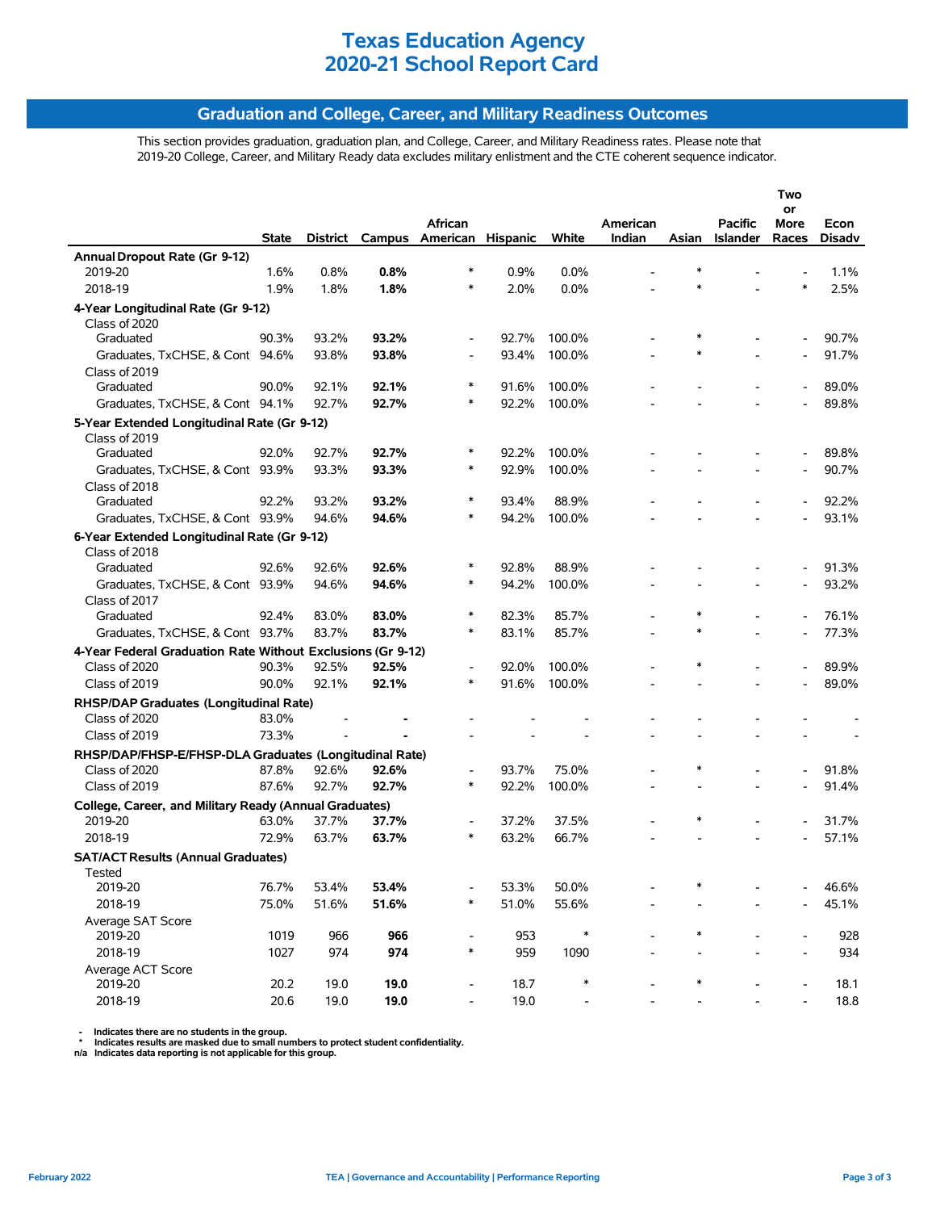# Texas Education Agency
# 2020-21 School Report Card

## Graduation and College, Career, and Military Readiness Outcomes

This section provides graduation, graduation plan, and College, Career, and Military Readiness rates. Please note that 2019-20 College, Career, and Military Ready data excludes military enlistment and the CTE coherent sequence indicator.

| | State | District | Campus | African American | Hispanic | White | American Indian | Asian | Pacific Islander | Two or More Races | Econ Disadv |
|---|---|---|---|---|---|---|---|---|---|---|---|
| **Annual Dropout Rate (Gr 9-12)** | | | | | | | | | | | |
| 2019-20 | 1.6% | 0.8% | **0.8%** | * | 0.9% | 0.0% | - | * | - | - | 1.1% |
| 2018-19 | 1.9% | 1.8% | **1.8%** | * | 2.0% | 0.0% | - | * | - | * | 2.5% |
| **4-Year Longitudinal Rate (Gr 9-12)** | | | | | | | | | | | |
| Class of 2020 | | | | | | | | | | | |
| Graduated | 90.3% | 93.2% | **93.2%** | - | 92.7% | 100.0% | - | * | - | - | 90.7% |
| Graduates, TxCHSE, & Cont | 94.6% | 93.8% | **93.8%** | - | 93.4% | 100.0% | - | * | - | - | 91.7% |
| Class of 2019 | | | | | | | | | | | |
| Graduated | 90.0% | 92.1% | **92.1%** | * | 91.6% | 100.0% | - | - | - | - | 89.0% |
| Graduates, TxCHSE, & Cont | 94.1% | 92.7% | **92.7%** | * | 92.2% | 100.0% | - | - | - | - | 89.8% |
| **5-Year Extended Longitudinal Rate (Gr 9-12)** | | | | | | | | | | | |
| Class of 2019 | | | | | | | | | | | |
| Graduated | 92.0% | 92.7% | **92.7%** | * | 92.2% | 100.0% | - | - | - | - | 89.8% |
| Graduates, TxCHSE, & Cont | 93.9% | 93.3% | **93.3%** | * | 92.9% | 100.0% | - | - | - | - | 90.7% |
| Class of 2018 | | | | | | | | | | | |
| Graduated | 92.2% | 93.2% | **93.2%** | * | 93.4% | 88.9% | - | - | - | - | 92.2% |
| Graduates, TxCHSE, & Cont | 93.9% | 94.6% | **94.6%** | * | 94.2% | 100.0% | - | - | - | - | 93.1% |
| **6-Year Extended Longitudinal Rate (Gr 9-12)** | | | | | | | | | | | |
| Class of 2018 | | | | | | | | | | | |
| Graduated | 92.6% | 92.6% | **92.6%** | * | 92.8% | 88.9% | - | - | - | - | 91.3% |
| Graduates, TxCHSE, & Cont | 93.9% | 94.6% | **94.6%** | * | 94.2% | 100.0% | - | - | - | - | 93.2% |
| Class of 2017 | | | | | | | | | | | |
| Graduated | 92.4% | 83.0% | **83.0%** | * | 82.3% | 85.7% | - | * | - | - | 76.1% |
| Graduates, TxCHSE, & Cont | 93.7% | 83.7% | **83.7%** | * | 83.1% | 85.7% | - | * | - | - | 77.3% |
| **4-Year Federal Graduation Rate Without Exclusions (Gr 9-12)** | | | | | | | | | | | |
| Class of 2020 | 90.3% | 92.5% | **92.5%** | - | 92.0% | 100.0% | - | * | - | - | 89.9% |
| Class of 2019 | 90.0% | 92.1% | **92.1%** | * | 91.6% | 100.0% | - | - | - | - | 89.0% |
| **RHSP/DAP Graduates (Longitudinal Rate)** | | | | | | | | | | | |
| Class of 2020 | 83.0% | - | **-** | - | - | - | - | - | - | - | - |
| Class of 2019 | 73.3% | - | **-** | - | - | - | - | - | - | - | - |
| **RHSP/DAP/FHSP-E/FHSP-DLA Graduates (Longitudinal Rate)** | | | | | | | | | | | |
| Class of 2020 | 87.8% | 92.6% | **92.6%** | - | 93.7% | 75.0% | - | * | - | - | 91.8% |
| Class of 2019 | 87.6% | 92.7% | **92.7%** | * | 92.2% | 100.0% | - | - | - | - | 91.4% |
| **College, Career, and Military Ready (Annual Graduates)** | | | | | | | | | | | |
| 2019-20 | 63.0% | 37.7% | **37.7%** | - | 37.2% | 37.5% | - | * | - | - | 31.7% |
| 2018-19 | 72.9% | 63.7% | **63.7%** | * | 63.2% | 66.7% | - | - | - | - | 57.1% |
| **SAT/ACT Results (Annual Graduates)** | | | | | | | | | | | |
| Tested | | | | | | | | | | | |
| 2019-20 | 76.7% | 53.4% | **53.4%** | - | 53.3% | 50.0% | - | * | - | - | 46.6% |
| 2018-19 | 75.0% | 51.6% | **51.6%** | * | 51.0% | 55.6% | - | - | - | - | 45.1% |
| Average SAT Score | | | | | | | | | | | |
| 2019-20 | 1019 | 966 | **966** | - | 953 | * | - | * | - | - | 928 |
| 2018-19 | 1027 | 974 | **974** | * | 959 | 1090 | - | - | - | - | 934 |
| Average ACT Score | | | | | | | | | | | |
| 2019-20 | 20.2 | 19.0 | **19.0** | - | 18.7 | * | - | * | - | - | 18.1 |
| 2018-19 | 20.6 | 19.0 | **19.0** | - | 19.0 | - | - | - | - | - | 18.8 |

- '-' Indicates there are no students in the group.
- '*' Indicates results are masked due to small numbers to protect student confidentiality.
- n/a Indicates data reporting is not applicable for this group.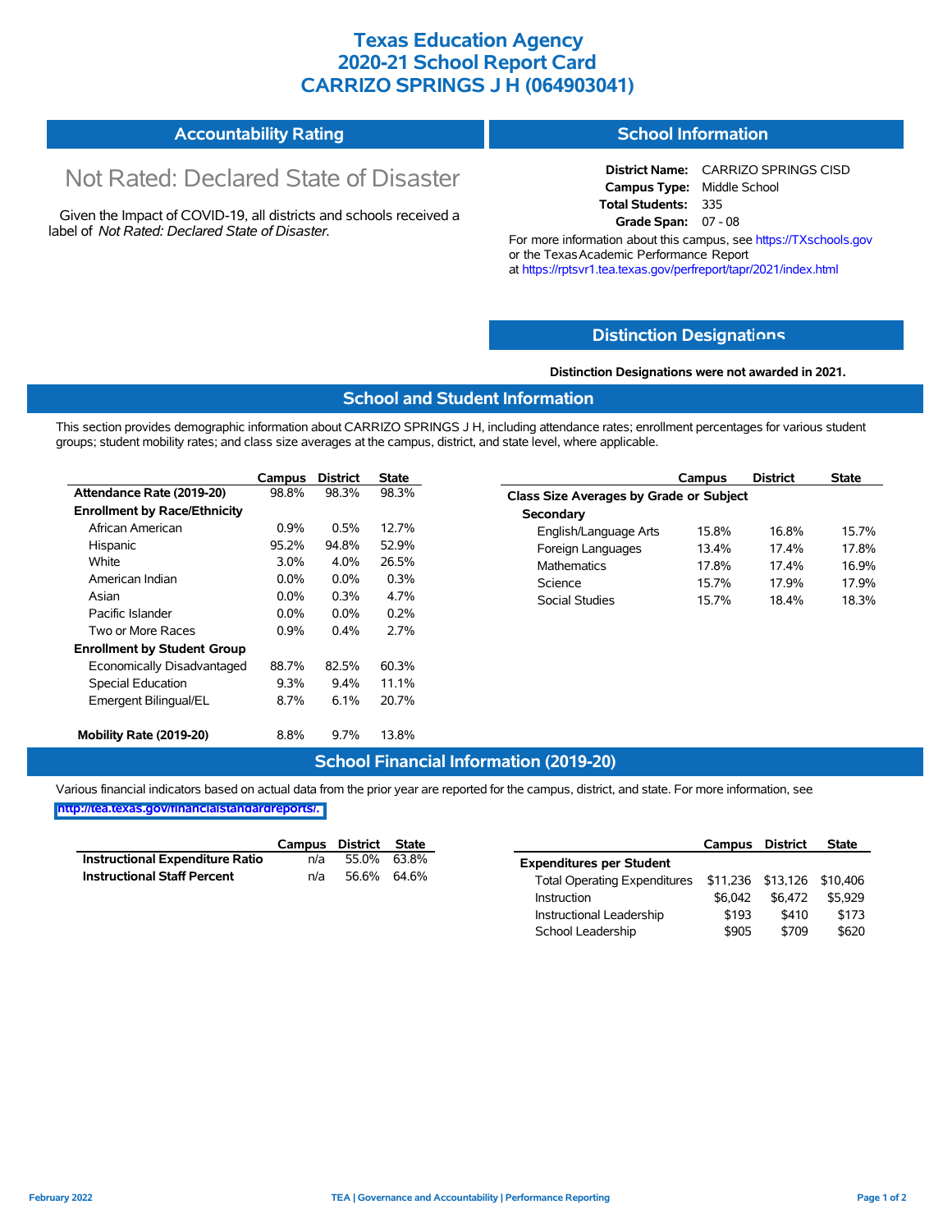# Texas Education Agency
# 2020-21 School Report Card
# CARRIZO SPRINGS J H (064903041)

## Accountability Rating

Not Rated: Declared State of Disaster

Given the Impact of COVID-19, all districts and schools received a label of *Not Rated: Declared State of Disaster*.

## School Information

**District Name:** CARRIZO SPRINGS CISD
**Campus Type:** Middle School
**Total Students:** 335
**Grade Span:** 07 - 08

For more information about this campus, see https://TXschools.gov or the Texas Academic Performance Report at https://rptsvr1.tea.texas.gov/perfreport/tapr/2021/index.html

## Distinction Designations

**Distinction Designations were not awarded in 2021.**

## School and Student Information

This section provides demographic information about CARRIZO SPRINGS J H, including attendance rates; enrollment percentages for various student groups; student mobility rates; and class size averages at the campus, district, and state level, where applicable.

| | Campus | District | State |
|---|---|---|---|
| **Attendance Rate (2019-20)** | 98.8% | 98.3% | 98.3% |
| **Enrollment by Race/Ethnicity** | | | |
| African American | 0.9% | 0.5% | 12.7% |
| Hispanic | 95.2% | 94.8% | 52.9% |
| White | 3.0% | 4.0% | 26.5% |
| American Indian | 0.0% | 0.0% | 0.3% |
| Asian | 0.0% | 0.3% | 4.7% |
| Pacific Islander | 0.0% | 0.0% | 0.2% |
| Two or More Races | 0.9% | 0.4% | 2.7% |
| **Enrollment by Student Group** | | | |
| Economically Disadvantaged | 88.7% | 82.5% | 60.3% |
| Special Education | 9.3% | 9.4% | 11.1% |
| Emergent Bilingual/EL | 8.7% | 6.1% | 20.7% |
| **Mobility Rate (2019-20)** | 8.8% | 9.7% | 13.8% |

| | Campus | District | State |
|---|---|---|---|
| **Class Size Averages by Grade or Subject** | | | |
| **Secondary** | | | |
| English/Language Arts | 15.8% | 16.8% | 15.7% |
| Foreign Languages | 13.4% | 17.4% | 17.8% |
| Mathematics | 17.8% | 17.4% | 16.9% |
| Science | 15.7% | 17.9% | 17.9% |
| Social Studies | 15.7% | 18.4% | 18.3% |

## School Financial Information (2019-20)

Various financial indicators based on actual data from the prior year are reported for the campus, district, and state. For more information, see http://tea.texas.gov/financialstandardreports/.

| | Campus | District | State |
|---|---|---|---|
| **Instructional Expenditure Ratio** | n/a | 55.0% | 63.8% |
| **Instructional Staff Percent** | n/a | 56.6% | 64.6% |

| | Campus | District | State |
|---|---|---|---|
| **Expenditures per Student** | | | |
| Total Operating Expenditures | $11,236 | $13,126 | $10,406 |
| Instruction | $6,042 | $6,472 | $5,929 |
| Instructional Leadership | $193 | $410 | $173 |
| School Leadership | $905 | $709 | $620 |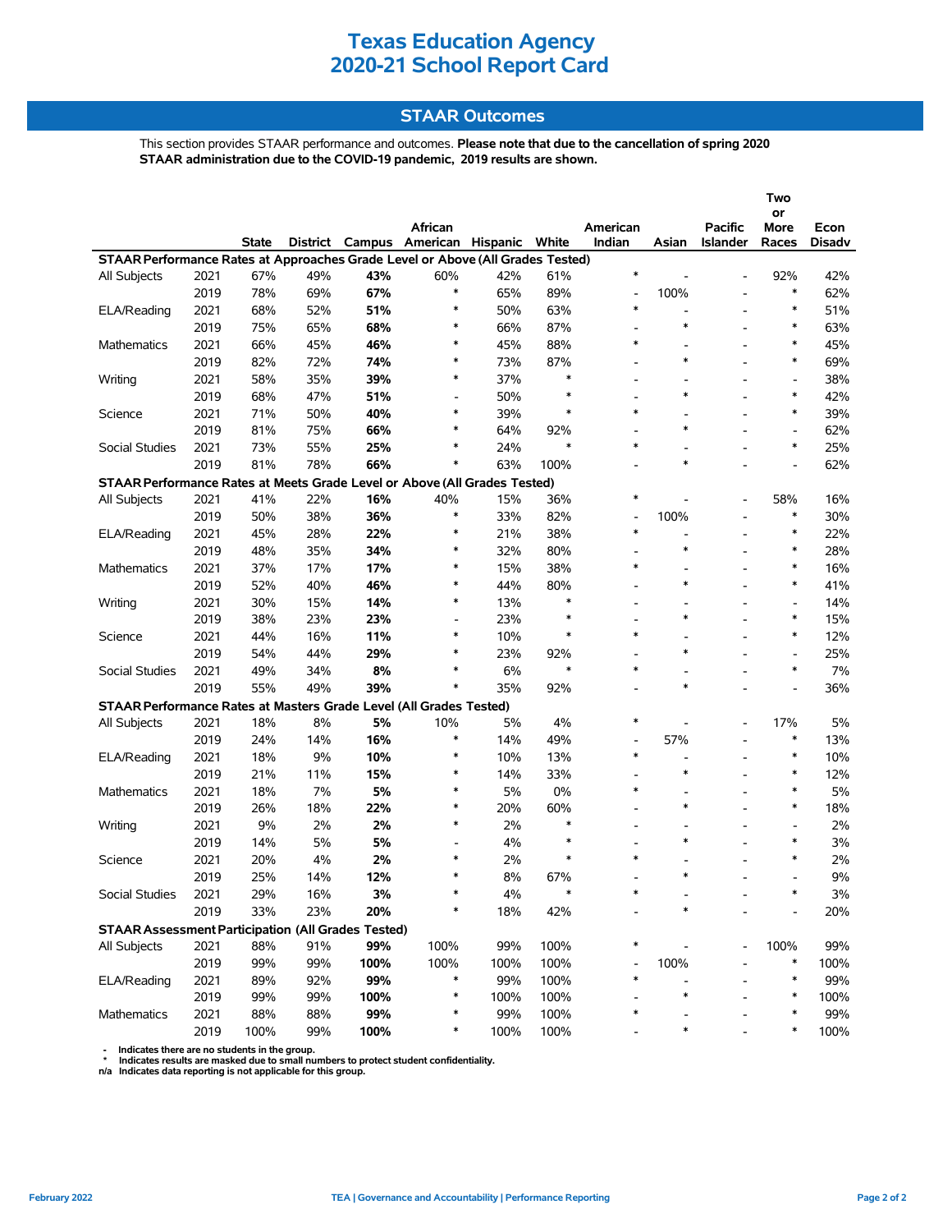# Texas Education Agency
# 2020-21 School Report Card

## STAAR Outcomes

This section provides STAAR performance and outcomes. **Please note that due to the cancellation of spring 2020 STAAR administration due to the COVID-19 pandemic, 2019 results are shown.**

| | | State | District | Campus | African American | Hispanic | White | American Indian | Asian | Pacific Islander | Two or More Races | Econ Disadv |
|---|---|---|---|---|---|---|---|---|---|---|---|---|
| **STAAR Performance Rates at Approaches Grade Level or Above (All Grades Tested)** | | | | | | | | | | | | |
| All Subjects | 2021 | 67% | 49% | **43%** | 60% | 42% | 61% | * | - | - | 92% | 42% |
| | 2019 | 78% | 69% | **67%** | * | 65% | 89% | - | 100% | - | * | 62% |
| ELA/Reading | 2021 | 68% | 52% | **51%** | * | 50% | 63% | * | - | - | * | 51% |
| | 2019 | 75% | 65% | **68%** | * | 66% | 87% | - | * | - | * | 63% |
| Mathematics | 2021 | 66% | 45% | **46%** | * | 45% | 88% | * | - | - | * | 45% |
| | 2019 | 82% | 72% | **74%** | * | 73% | 87% | - | * | - | * | 69% |
| Writing | 2021 | 58% | 35% | **39%** | * | 37% | * | - | - | - | - | 38% |
| | 2019 | 68% | 47% | **51%** | - | 50% | * | - | * | - | * | 42% |
| Science | 2021 | 71% | 50% | **40%** | * | 39% | * | * | - | - | * | 39% |
| | 2019 | 81% | 75% | **66%** | * | 64% | 92% | - | * | - | - | 62% |
| Social Studies | 2021 | 73% | 55% | **25%** | * | 24% | * | * | - | - | * | 25% |
| | 2019 | 81% | 78% | **66%** | * | 63% | 100% | - | * | - | - | 62% |
| **STAAR Performance Rates at Meets Grade Level or Above (All Grades Tested)** | | | | | | | | | | | | |
| All Subjects | 2021 | 41% | 22% | **16%** | 40% | 15% | 36% | * | - | - | 58% | 16% |
| | 2019 | 50% | 38% | **36%** | * | 33% | 82% | - | 100% | - | * | 30% |
| ELA/Reading | 2021 | 45% | 28% | **22%** | * | 21% | 38% | * | - | - | * | 22% |
| | 2019 | 48% | 35% | **34%** | * | 32% | 80% | - | * | - | * | 28% |
| Mathematics | 2021 | 37% | 17% | **17%** | * | 15% | 38% | * | - | - | * | 16% |
| | 2019 | 52% | 40% | **46%** | * | 44% | 80% | - | * | - | * | 41% |
| Writing | 2021 | 30% | 15% | **14%** | * | 13% | * | - | - | - | - | 14% |
| | 2019 | 38% | 23% | **23%** | - | 23% | * | - | * | - | * | 15% |
| Science | 2021 | 44% | 16% | **11%** | * | 10% | * | * | - | - | * | 12% |
| | 2019 | 54% | 44% | **29%** | * | 23% | 92% | - | * | - | - | 25% |
| Social Studies | 2021 | 49% | 34% | **8%** | * | 6% | * | * | - | - | * | 7% |
| | 2019 | 55% | 49% | **39%** | * | 35% | 92% | - | * | - | - | 36% |
| **STAAR Performance Rates at Masters Grade Level (All Grades Tested)** | | | | | | | | | | | | |
| All Subjects | 2021 | 18% | 8% | **5%** | 10% | 5% | 4% | * | - | - | 17% | 5% |
| | 2019 | 24% | 14% | **16%** | * | 14% | 49% | - | 57% | - | * | 13% |
| ELA/Reading | 2021 | 18% | 9% | **10%** | * | 10% | 13% | * | - | - | * | 10% |
| | 2019 | 21% | 11% | **15%** | * | 14% | 33% | - | * | - | * | 12% |
| Mathematics | 2021 | 18% | 7% | **5%** | * | 5% | 0% | * | - | - | * | 5% |
| | 2019 | 26% | 18% | **22%** | * | 20% | 60% | - | * | - | * | 18% |
| Writing | 2021 | 9% | 2% | **2%** | * | 2% | * | - | - | - | - | 2% |
| | 2019 | 14% | 5% | **5%** | - | 4% | * | - | * | - | * | 3% |
| Science | 2021 | 20% | 4% | **2%** | * | 2% | * | * | - | - | * | 2% |
| | 2019 | 25% | 14% | **12%** | * | 8% | 67% | - | * | - | - | 9% |
| Social Studies | 2021 | 29% | 16% | **3%** | * | 4% | * | * | - | - | * | 3% |
| | 2019 | 33% | 23% | **20%** | * | 18% | 42% | - | * | - | - | 20% |
| **STAAR Assessment Participation (All Grades Tested)** | | | | | | | | | | | | |
| All Subjects | 2021 | 88% | 91% | **99%** | 100% | 99% | 100% | * | - | - | 100% | 99% |
| | 2019 | 99% | 99% | **100%** | 100% | 100% | 100% | - | 100% | - | * | 100% |
| ELA/Reading | 2021 | 89% | 92% | **99%** | * | 99% | 100% | * | - | - | * | 99% |
| | 2019 | 99% | 99% | **100%** | * | 100% | 100% | - | * | - | * | 100% |
| Mathematics | 2021 | 88% | 88% | **99%** | * | 99% | 100% | * | - | - | * | 99% |
| | 2019 | 100% | 99% | **100%** | * | 100% | 100% | - | * | - | * | 100% |

- \- Indicates there are no students in the group.
- \* Indicates results are masked due to small numbers to protect student confidentiality.
- n/a Indicates data reporting is not applicable for this group.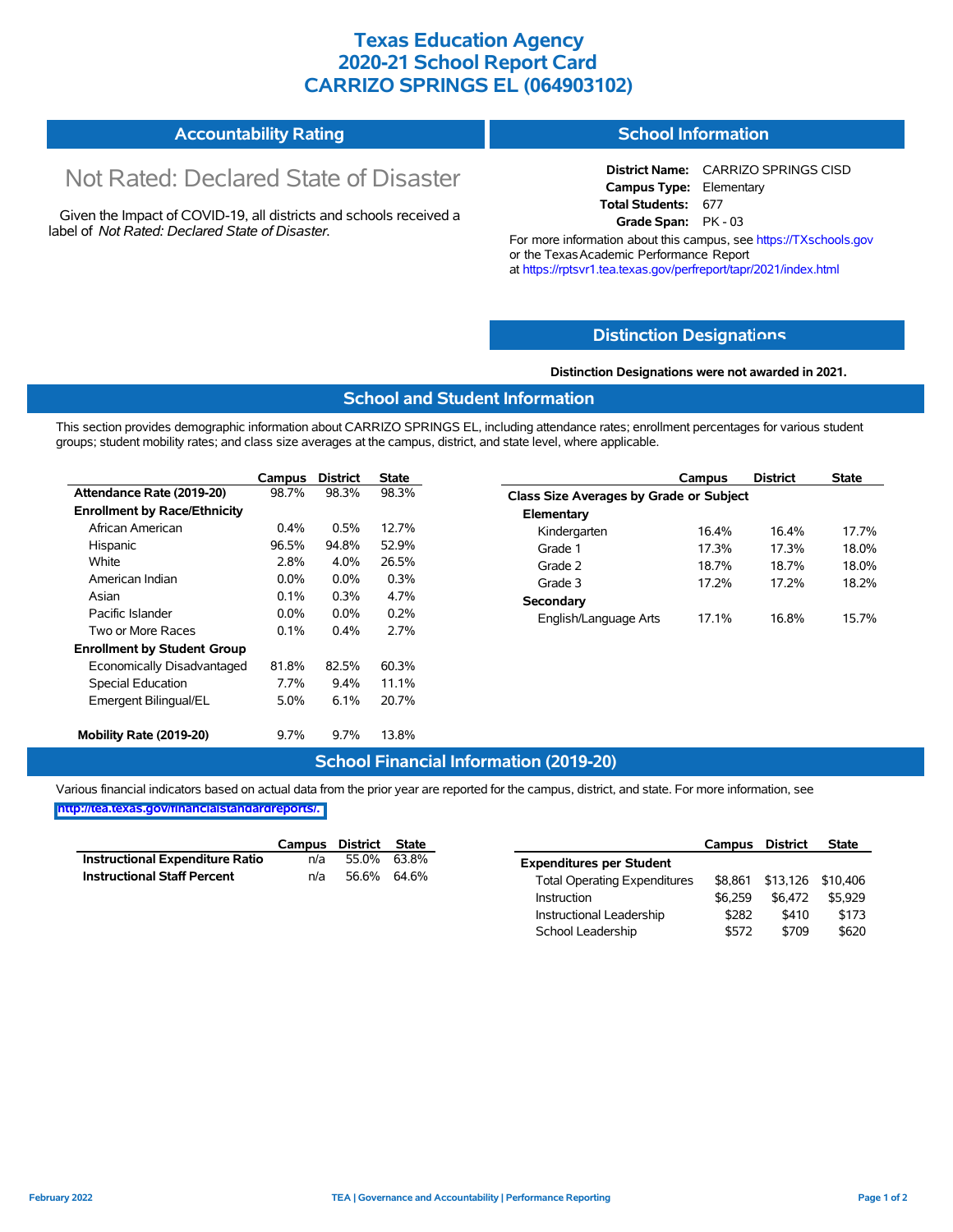# Texas Education Agency
# 2020-21 School Report Card
# CARRIZO SPRINGS EL (064903102)

## Accountability Rating

Not Rated: Declared State of Disaster

Given the Impact of COVID-19, all districts and schools received a label of *Not Rated: Declared State of Disaster*.

## School Information

**District Name:** CARRIZO SPRINGS CISD
**Campus Type:** Elementary
**Total Students:** 677
**Grade Span:** PK - 03

For more information about this campus, see https://TXschools.gov or the Texas Academic Performance Report at https://rptsvr1.tea.texas.gov/perfreport/tapr/2021/index.html

## Distinction Designations

**Distinction Designations were not awarded in 2021.**

## School and Student Information

This section provides demographic information about CARRIZO SPRINGS EL, including attendance rates; enrollment percentages for various student groups; student mobility rates; and class size averages at the campus, district, and state level, where applicable.

| | Campus | District | State |
|---|---|---|---|
| **Attendance Rate (2019-20)** | 98.7% | 98.3% | 98.3% |
| **Enrollment by Race/Ethnicity** | | | |
| African American | 0.4% | 0.5% | 12.7% |
| Hispanic | 96.5% | 94.8% | 52.9% |
| White | 2.8% | 4.0% | 26.5% |
| American Indian | 0.0% | 0.0% | 0.3% |
| Asian | 0.1% | 0.3% | 4.7% |
| Pacific Islander | 0.0% | 0.0% | 0.2% |
| Two or More Races | 0.1% | 0.4% | 2.7% |
| **Enrollment by Student Group** | | | |
| Economically Disadvantaged | 81.8% | 82.5% | 60.3% |
| Special Education | 7.7% | 9.4% | 11.1% |
| Emergent Bilingual/EL | 5.0% | 6.1% | 20.7% |
| **Mobility Rate (2019-20)** | 9.7% | 9.7% | 13.8% |

| | Campus | District | State |
|---|---|---|---|
| **Class Size Averages by Grade or Subject** | | | |
| **Elementary** | | | |
| Kindergarten | 16.4% | 16.4% | 17.7% |
| Grade 1 | 17.3% | 17.3% | 18.0% |
| Grade 2 | 18.7% | 18.7% | 18.0% |
| Grade 3 | 17.2% | 17.2% | 18.2% |
| **Secondary** | | | |
| English/Language Arts | 17.1% | 16.8% | 15.7% |

## School Financial Information (2019-20)

Various financial indicators based on actual data from the prior year are reported for the campus, district, and state. For more information, see http://tea.texas.gov/financialstandardreports/.

| | Campus | District | State |
|---|---|---|---|
| **Instructional Expenditure Ratio** | n/a | 55.0% | 63.8% |
| **Instructional Staff Percent** | n/a | 56.6% | 64.6% |

| | Campus | District | State |
|---|---|---|---|
| **Expenditures per Student** | | | |
| Total Operating Expenditures | $8,861 | $13,126 | $10,406 |
| Instruction | $6,259 | $6,472 | $5,929 |
| Instructional Leadership | $282 | $410 | $173 |
| School Leadership | $572 | $709 | $620 |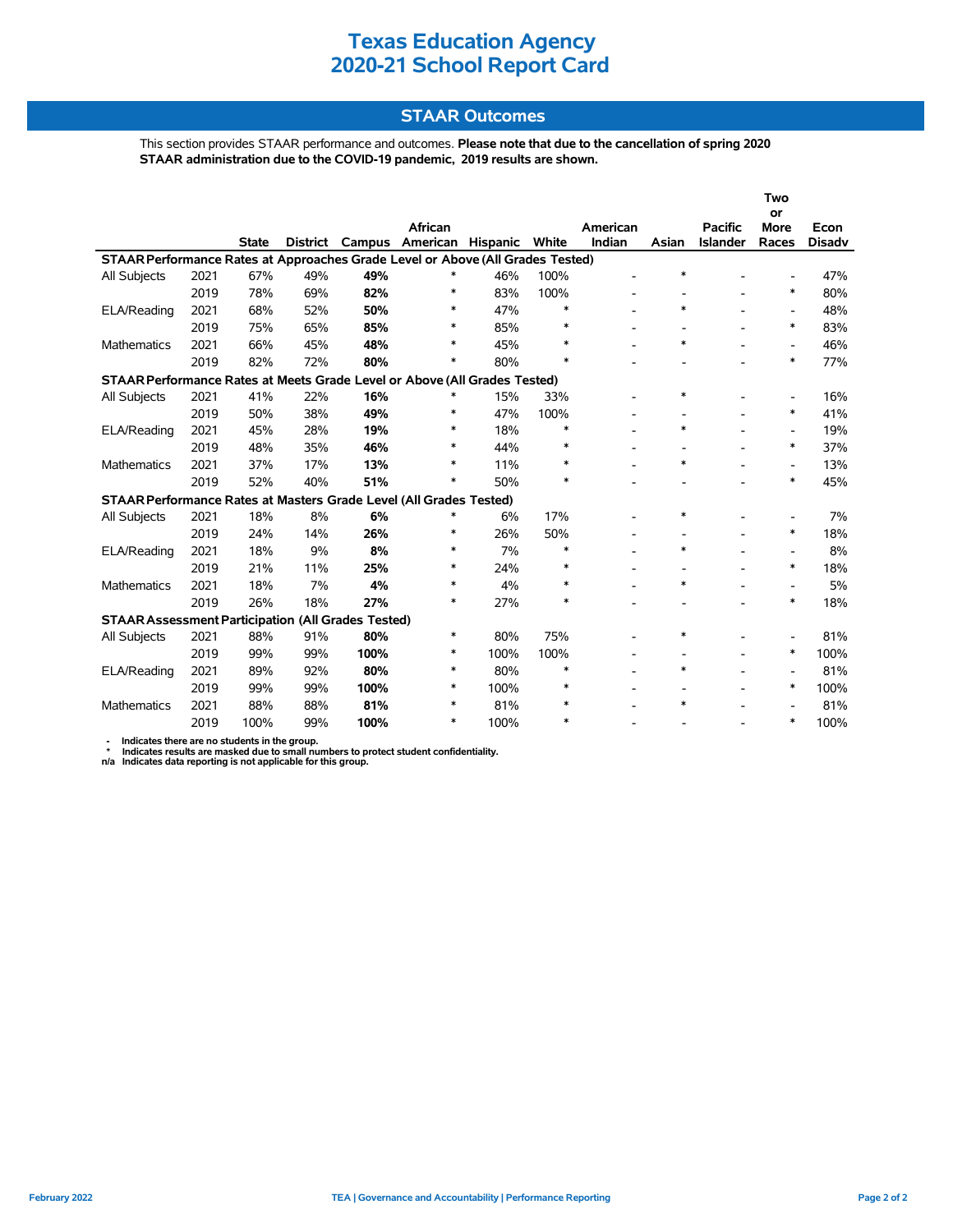# Texas Education Agency
# 2020-21 School Report Card

## STAAR Outcomes

This section provides STAAR performance and outcomes. **Please note that due to the cancellation of spring 2020 STAAR administration due to the COVID-19 pandemic, 2019 results are shown.**

| | | State | District | Campus | African American | Hispanic | White | American Indian | Asian | Pacific Islander | Two or More Races | Econ Disadv |
|---|---|---|---|---|---|---|---|---|---|---|---|---|
| **STAAR Performance Rates at Approaches Grade Level or Above (All Grades Tested)** | | | | | | | | | | | | |
| All Subjects | 2021 | 67% | 49% | **49%** | * | 46% | 100% | - | * | - | - | 47% |
| | 2019 | 78% | 69% | **82%** | * | 83% | 100% | - | - | - | * | 80% |
| ELA/Reading | 2021 | 68% | 52% | **50%** | * | 47% | * | - | * | - | - | 48% |
| | 2019 | 75% | 65% | **85%** | * | 85% | * | - | - | - | * | 83% |
| Mathematics | 2021 | 66% | 45% | **48%** | * | 45% | * | - | * | - | - | 46% |
| | 2019 | 82% | 72% | **80%** | * | 80% | * | - | - | - | * | 77% |
| **STAAR Performance Rates at Meets Grade Level or Above (All Grades Tested)** | | | | | | | | | | | | |
| All Subjects | 2021 | 41% | 22% | **16%** | * | 15% | 33% | - | * | - | - | 16% |
| | 2019 | 50% | 38% | **49%** | * | 47% | 100% | - | - | - | * | 41% |
| ELA/Reading | 2021 | 45% | 28% | **19%** | * | 18% | * | - | * | - | - | 19% |
| | 2019 | 48% | 35% | **46%** | * | 44% | * | - | - | - | * | 37% |
| Mathematics | 2021 | 37% | 17% | **13%** | * | 11% | * | - | * | - | - | 13% |
| | 2019 | 52% | 40% | **51%** | * | 50% | * | - | - | - | * | 45% |
| **STAAR Performance Rates at Masters Grade Level (All Grades Tested)** | | | | | | | | | | | | |
| All Subjects | 2021 | 18% | 8% | **6%** | * | 6% | 17% | - | * | - | - | 7% |
| | 2019 | 24% | 14% | **26%** | * | 26% | 50% | - | - | - | * | 18% |
| ELA/Reading | 2021 | 18% | 9% | **8%** | * | 7% | * | - | * | - | - | 8% |
| | 2019 | 21% | 11% | **25%** | * | 24% | * | - | - | - | * | 18% |
| Mathematics | 2021 | 18% | 7% | **4%** | * | 4% | * | - | * | - | - | 5% |
| | 2019 | 26% | 18% | **27%** | * | 27% | * | - | - | - | * | 18% |
| **STAAR Assessment Participation (All Grades Tested)** | | | | | | | | | | | | |
| All Subjects | 2021 | 88% | 91% | **80%** | * | 80% | 75% | - | * | - | - | 81% |
| | 2019 | 99% | 99% | **100%** | * | 100% | 100% | - | - | - | * | 100% |
| ELA/Reading | 2021 | 89% | 92% | **80%** | * | 80% | * | - | * | - | - | 81% |
| | 2019 | 99% | 99% | **100%** | * | 100% | * | - | - | - | * | 100% |
| Mathematics | 2021 | 88% | 88% | **81%** | * | 81% | * | - | * | - | - | 81% |
| | 2019 | 100% | 99% | **100%** | * | 100% | * | - | - | - | * | 100% |

**-** Indicates there are no students in the group.
**\*** Indicates results are masked due to small numbers to protect student confidentiality.
**n/a** Indicates data reporting is not applicable for this group.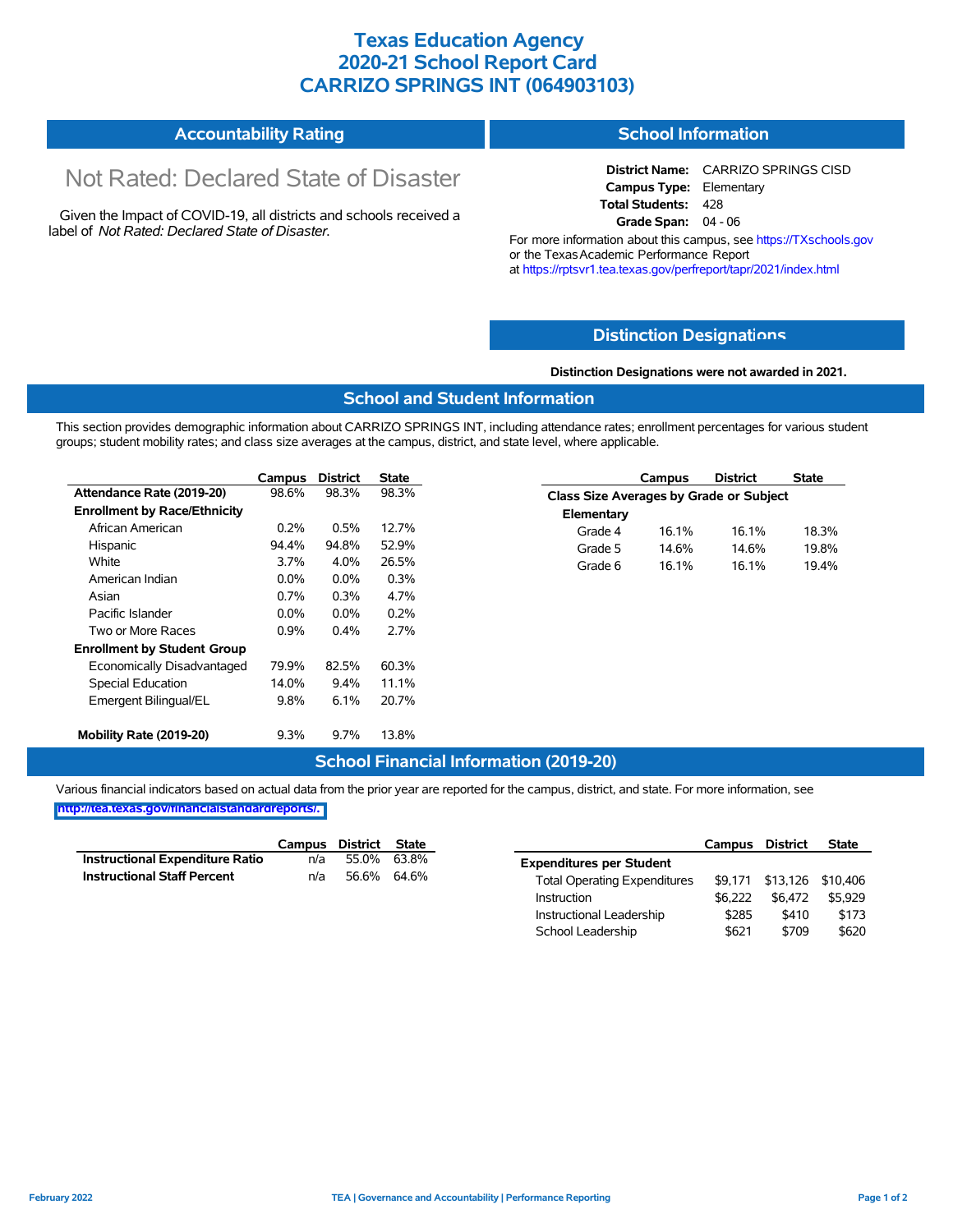# Texas Education Agency
# 2020-21 School Report Card
# CARRIZO SPRINGS INT (064903103)

## Accountability Rating

Not Rated: Declared State of Disaster

Given the Impact of COVID-19, all districts and schools received a label of *Not Rated: Declared State of Disaster*.

## School Information

**District Name:** CARRIZO SPRINGS CISD
**Campus Type:** Elementary
**Total Students:** 428
**Grade Span:** 04 - 06

For more information about this campus, see https://TXschools.gov or the Texas Academic Performance Report at https://rptsvr1.tea.texas.gov/perfreport/tapr/2021/index.html

## Distinction Designations

**Distinction Designations were not awarded in 2021.**

## School and Student Information

This section provides demographic information about CARRIZO SPRINGS INT, including attendance rates; enrollment percentages for various student groups; student mobility rates; and class size averages at the campus, district, and state level, where applicable.

| | Campus | District | State |
|---|---|---|---|
| **Attendance Rate (2019-20)** | 98.6% | 98.3% | 98.3% |
| **Enrollment by Race/Ethnicity** | | | |
| African American | 0.2% | 0.5% | 12.7% |
| Hispanic | 94.4% | 94.8% | 52.9% |
| White | 3.7% | 4.0% | 26.5% |
| American Indian | 0.0% | 0.0% | 0.3% |
| Asian | 0.7% | 0.3% | 4.7% |
| Pacific Islander | 0.0% | 0.0% | 0.2% |
| Two or More Races | 0.9% | 0.4% | 2.7% |
| **Enrollment by Student Group** | | | |
| Economically Disadvantaged | 79.9% | 82.5% | 60.3% |
| Special Education | 14.0% | 9.4% | 11.1% |
| Emergent Bilingual/EL | 9.8% | 6.1% | 20.7% |
| **Mobility Rate (2019-20)** | 9.3% | 9.7% | 13.8% |

| | Campus | District | State |
|---|---|---|---|
| **Class Size Averages by Grade or Subject** | | | |
| **Elementary** | | | |
| Grade 4 | 16.1% | 16.1% | 18.3% |
| Grade 5 | 14.6% | 14.6% | 19.8% |
| Grade 6 | 16.1% | 16.1% | 19.4% |

## School Financial Information (2019-20)

Various financial indicators based on actual data from the prior year are reported for the campus, district, and state. For more information, see http://tea.texas.gov/financialstandardreports/.

| | Campus | District | State |
|---|---|---|---|
| **Instructional Expenditure Ratio** | n/a | 55.0% | 63.8% |
| **Instructional Staff Percent** | n/a | 56.6% | 64.6% |

| | Campus | District | State |
|---|---|---|---|
| **Expenditures per Student** | | | |
| Total Operating Expenditures | $9,171 | $13,126 | $10,406 |
| Instruction | $6,222 | $6,472 | $5,929 |
| Instructional Leadership | $285 | $410 | $173 |
| School Leadership | $621 | $709 | $620 |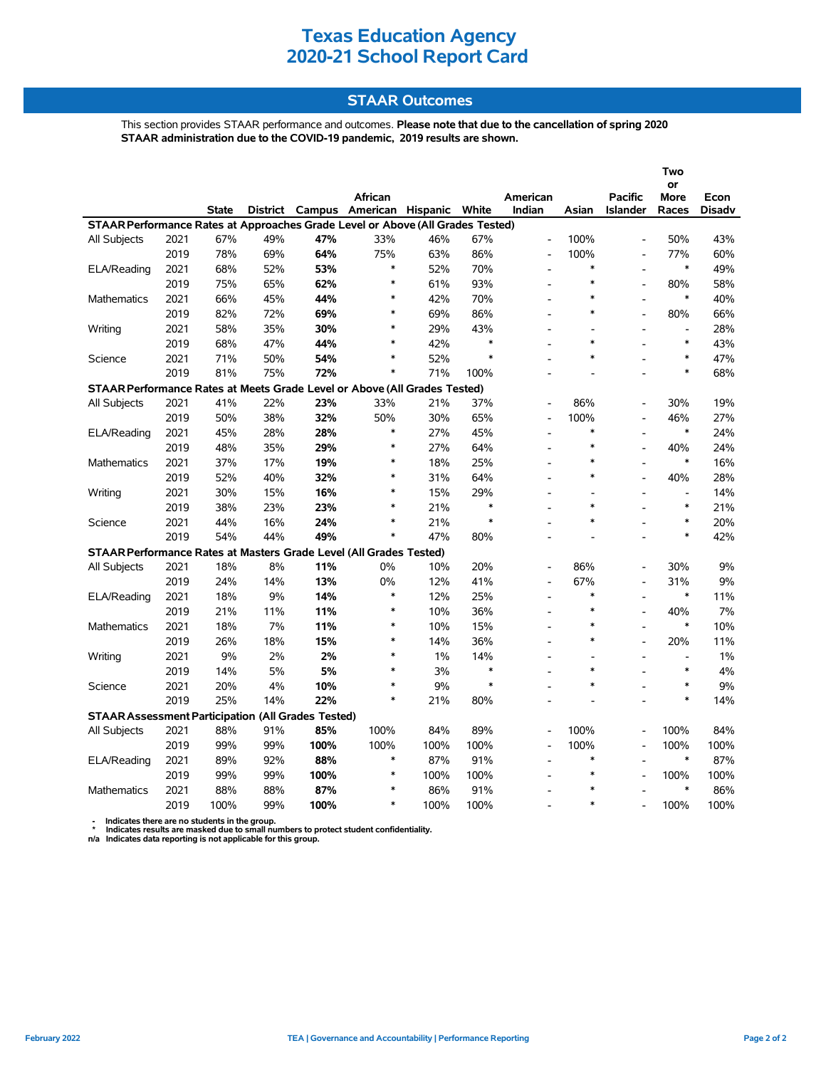# Texas Education Agency
# 2020-21 School Report Card

## STAAR Outcomes

This section provides STAAR performance and outcomes. **Please note that due to the cancellation of spring 2020 STAAR administration due to the COVID-19 pandemic, 2019 results are shown.**

| | | State | District | Campus | African American | Hispanic | White | American Indian | Asian | Pacific Islander | Two or More Races | Econ Disadv |
|---|---|---|---|---|---|---|---|---|---|---|---|---|
| **STAAR Performance Rates at Approaches Grade Level or Above (All Grades Tested)** | | | | | | | | | | | | |
| All Subjects | 2021 | 67% | 49% | **47%** | 33% | 46% | 67% | - | 100% | - | 50% | 43% |
| | 2019 | 78% | 69% | **64%** | 75% | 63% | 86% | - | 100% | - | 77% | 60% |
| ELA/Reading | 2021 | 68% | 52% | **53%** | * | 52% | 70% | - | * | - | * | 49% |
| | 2019 | 75% | 65% | **62%** | * | 61% | 93% | - | * | - | 80% | 58% |
| Mathematics | 2021 | 66% | 45% | **44%** | * | 42% | 70% | - | * | - | * | 40% |
| | 2019 | 82% | 72% | **69%** | * | 69% | 86% | - | * | - | 80% | 66% |
| Writing | 2021 | 58% | 35% | **30%** | * | 29% | 43% | - | - | - | - | 28% |
| | 2019 | 68% | 47% | **44%** | * | 42% | * | - | * | - | * | 43% |
| Science | 2021 | 71% | 50% | **54%** | * | 52% | * | - | * | - | * | 47% |
| | 2019 | 81% | 75% | **72%** | * | 71% | 100% | - | - | - | * | 68% |
| **STAAR Performance Rates at Meets Grade Level or Above (All Grades Tested)** | | | | | | | | | | | | |
| All Subjects | 2021 | 41% | 22% | **23%** | 33% | 21% | 37% | - | 86% | - | 30% | 19% |
| | 2019 | 50% | 38% | **32%** | 50% | 30% | 65% | - | 100% | - | 46% | 27% |
| ELA/Reading | 2021 | 45% | 28% | **28%** | * | 27% | 45% | - | * | - | * | 24% |
| | 2019 | 48% | 35% | **29%** | * | 27% | 64% | - | * | - | 40% | 24% |
| Mathematics | 2021 | 37% | 17% | **19%** | * | 18% | 25% | - | * | - | * | 16% |
| | 2019 | 52% | 40% | **32%** | * | 31% | 64% | - | * | - | 40% | 28% |
| Writing | 2021 | 30% | 15% | **16%** | * | 15% | 29% | - | - | - | - | 14% |
| | 2019 | 38% | 23% | **23%** | * | 21% | * | - | * | - | * | 21% |
| Science | 2021 | 44% | 16% | **24%** | * | 21% | * | - | * | - | * | 20% |
| | 2019 | 54% | 44% | **49%** | * | 47% | 80% | - | - | - | * | 42% |
| **STAAR Performance Rates at Masters Grade Level (All Grades Tested)** | | | | | | | | | | | | |
| All Subjects | 2021 | 18% | 8% | **11%** | 0% | 10% | 20% | - | 86% | - | 30% | 9% |
| | 2019 | 24% | 14% | **13%** | 0% | 12% | 41% | - | 67% | - | 31% | 9% |
| ELA/Reading | 2021 | 18% | 9% | **14%** | * | 12% | 25% | - | * | - | * | 11% |
| | 2019 | 21% | 11% | **11%** | * | 10% | 36% | - | * | - | 40% | 7% |
| Mathematics | 2021 | 18% | 7% | **11%** | * | 10% | 15% | - | * | - | * | 10% |
| | 2019 | 26% | 18% | **15%** | * | 14% | 36% | - | * | - | 20% | 11% |
| Writing | 2021 | 9% | 2% | **2%** | * | 1% | 14% | - | - | - | - | 1% |
| | 2019 | 14% | 5% | **5%** | * | 3% | * | - | * | - | * | 4% |
| Science | 2021 | 20% | 4% | **10%** | * | 9% | * | - | * | - | * | 9% |
| | 2019 | 25% | 14% | **22%** | * | 21% | 80% | - | - | - | * | 14% |
| **STAAR Assessment Participation (All Grades Tested)** | | | | | | | | | | | | |
| All Subjects | 2021 | 88% | 91% | **85%** | 100% | 84% | 89% | - | 100% | - | 100% | 84% |
| | 2019 | 99% | 99% | **100%** | 100% | 100% | 100% | - | 100% | - | 100% | 100% |
| ELA/Reading | 2021 | 89% | 92% | **88%** | * | 87% | 91% | - | * | - | * | 87% |
| | 2019 | 99% | 99% | **100%** | * | 100% | 100% | - | * | - | 100% | 100% |
| Mathematics | 2021 | 88% | 88% | **87%** | * | 86% | 91% | - | * | - | * | 86% |
| | 2019 | 100% | 99% | **100%** | * | 100% | 100% | - | * | - | 100% | 100% |

- Indicates there are no students in the group.
* Indicates results are masked due to small numbers to protect student confidentiality.
n/a Indicates data reporting is not applicable for this group.